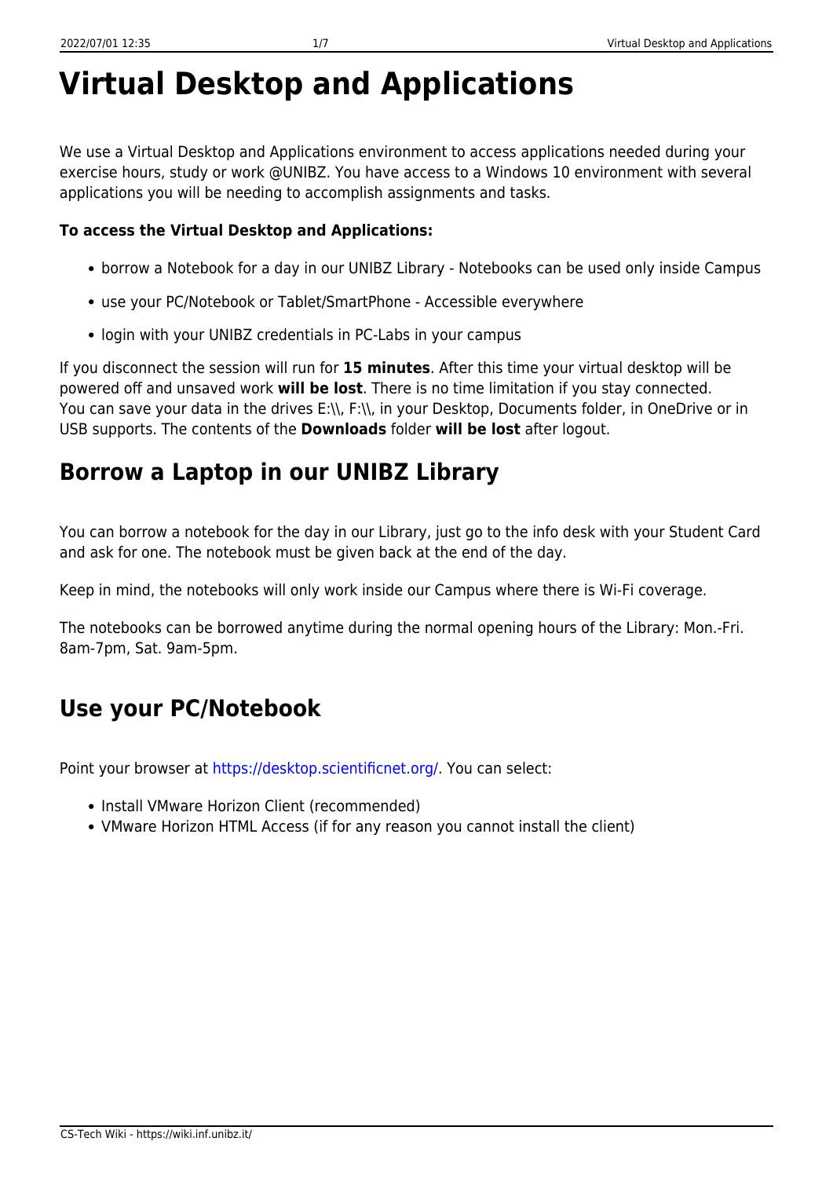# Virtual Desktop and Applications

We use a Virtual Desktop and Applications environment to access applications needed during your exercise hours, study or work @UNIBZ. You have access to a Windows 10 environment with several applications you will be needing to accomplish assignments and tasks.

**To access the Virtual Desktop and Applications:**

- borrow a Notebook for a day in our UNIBZ Library - Notebooks can be used only inside Campus
- use your PC/Notebook or Tablet/SmartPhone - Accessible everywhere
- login with your UNIBZ credentials in PC-Labs in your campus

If you disconnect the session will run for **15 minutes**. After this time your virtual desktop will be powered off and unsaved work **will be lost**. There is no time limitation if you stay connected.
You can save your data in the drives E:\\, F:\\, in your Desktop, Documents folder, in OneDrive or in USB supports. The contents of the **Downloads** folder **will be lost** after logout.

## Borrow a Laptop in our UNIBZ Library

You can borrow a notebook for the day in our Library, just go to the info desk with your Student Card and ask for one. The notebook must be given back at the end of the day.

Keep in mind, the notebooks will only work inside our Campus where there is Wi-Fi coverage.

The notebooks can be borrowed anytime during the normal opening hours of the Library: Mon.-Fri. 8am-7pm, Sat. 9am-5pm.

## Use your PC/Notebook

Point your browser at https://desktop.scientificnet.org/. You can select:

- Install VMware Horizon Client (recommended)
- VMware Horizon HTML Access (if for any reason you cannot install the client)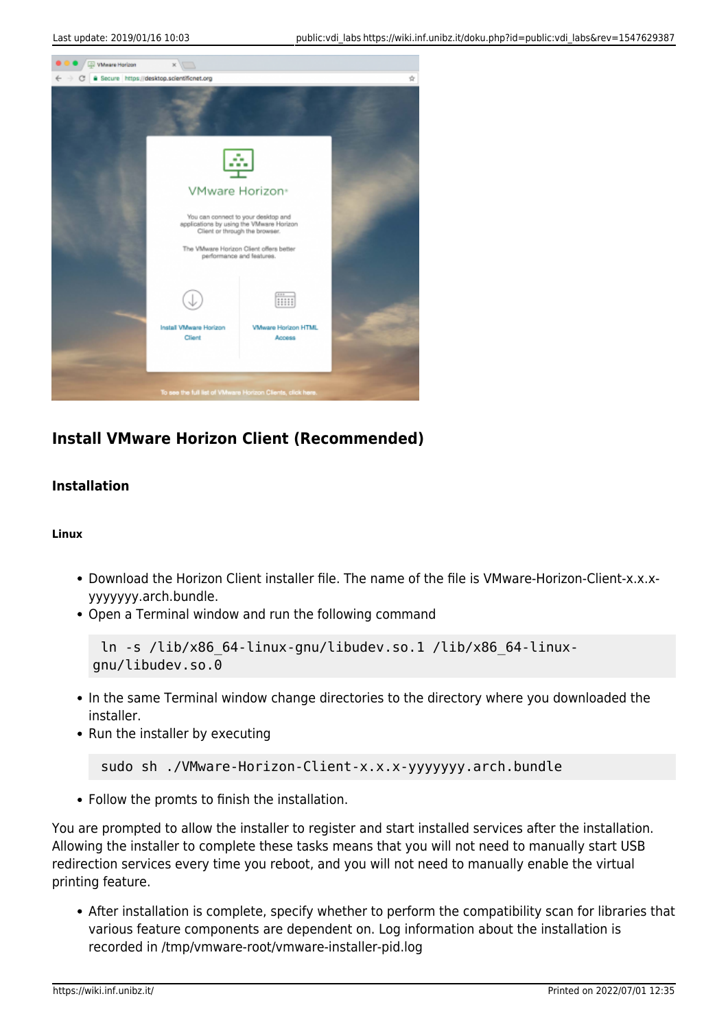## Install VMware Horizon Client (Recommended)

### Installation

#### Linux

- Download the Horizon Client installer file. The name of the file is VMware-Horizon-Client-x.x.x-yyyyyyy.arch.bundle.
- Open a Terminal window and run the following command

```
ln -s /lib/x86_64-linux-gnu/libudev.so.1 /lib/x86_64-linux-gnu/libudev.so.0
```

- In the same Terminal window change directories to the directory where you downloaded the installer.
- Run the installer by executing

```
sudo sh ./VMware-Horizon-Client-x.x.x-yyyyyyy.arch.bundle
```

- Follow the promts to finish the installation.

You are prompted to allow the installer to register and start installed services after the installation. Allowing the installer to complete these tasks means that you will not need to manually start USB redirection services every time you reboot, and you will not need to manually enable the virtual printing feature.

- After installation is complete, specify whether to perform the compatibility scan for libraries that various feature components are dependent on. Log information about the installation is recorded in /tmp/vmware-root/vmware-installer-pid.log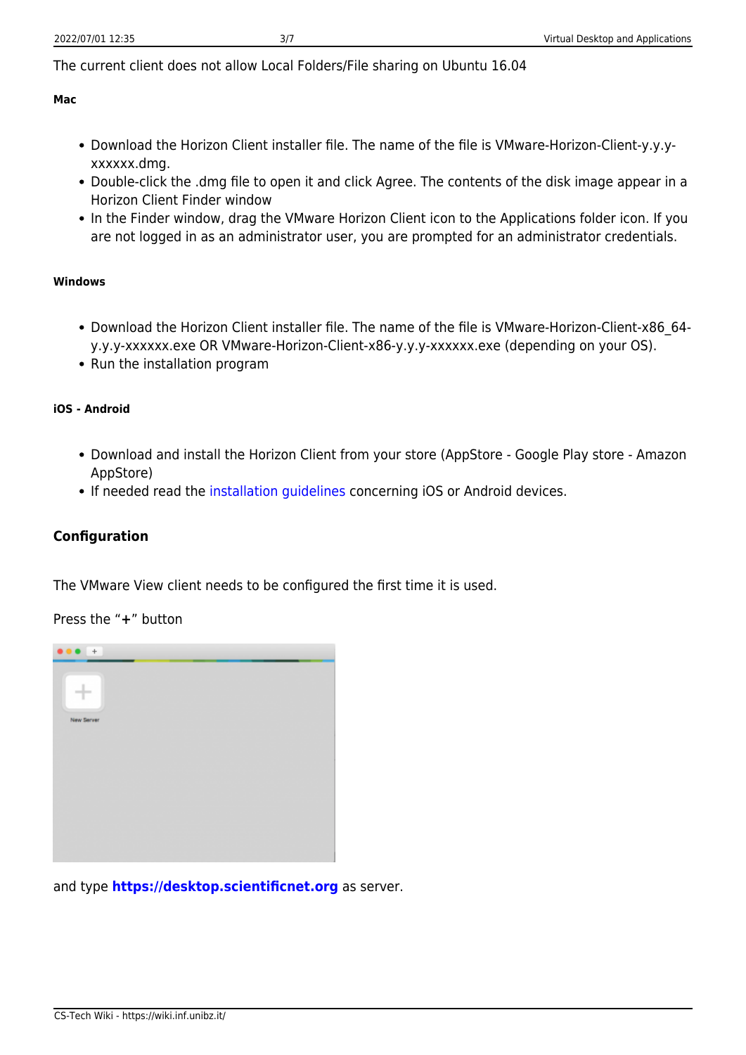The current client does not allow Local Folders/File sharing on Ubuntu 16.04

#### Mac

- Download the Horizon Client installer file. The name of the file is VMware-Horizon-Client-y.y.y-xxxxxx.dmg.
- Double-click the .dmg file to open it and click Agree. The contents of the disk image appear in a Horizon Client Finder window
- In the Finder window, drag the VMware Horizon Client icon to the Applications folder icon. If you are not logged in as an administrator user, you are prompted for an administrator credentials.

#### Windows

- Download the Horizon Client installer file. The name of the file is VMware-Horizon-Client-x86_64-y.y.y-xxxxxx.exe OR VMware-Horizon-Client-x86-y.y.y-xxxxxx.exe (depending on your OS).
- Run the installation program

#### iOS - Android

- Download and install the Horizon Client from your store (AppStore - Google Play store - Amazon AppStore)
- If needed read the installation guidelines concerning iOS or Android devices.

### Configuration

The VMware View client needs to be configured the first time it is used.

Press the "**+**" button

and type **https://desktop.scientificnet.org** as server.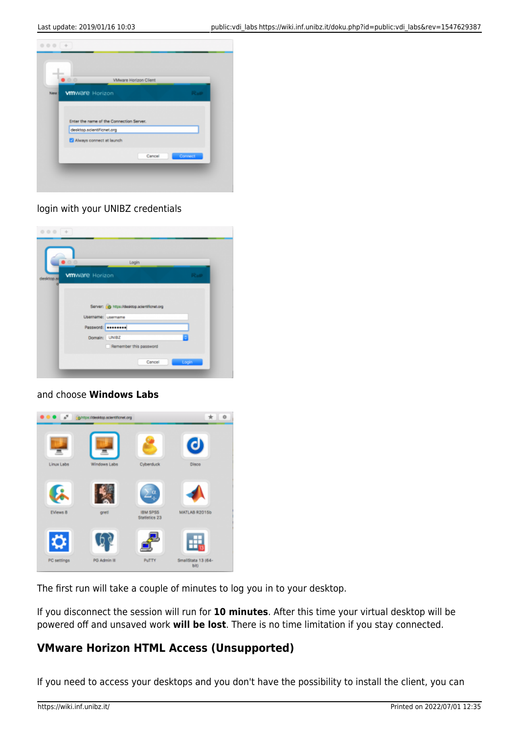login with your UNIBZ credentials

and choose **Windows Labs**

The first run will take a couple of minutes to log you in to your desktop.

If you disconnect the session will run for **10 minutes**. After this time your virtual desktop will be powered off and unsaved work **will be lost**. There is no time limitation if you stay connected.

## VMware Horizon HTML Access (Unsupported)

If you need to access your desktops and you don't have the possibility to install the client, you can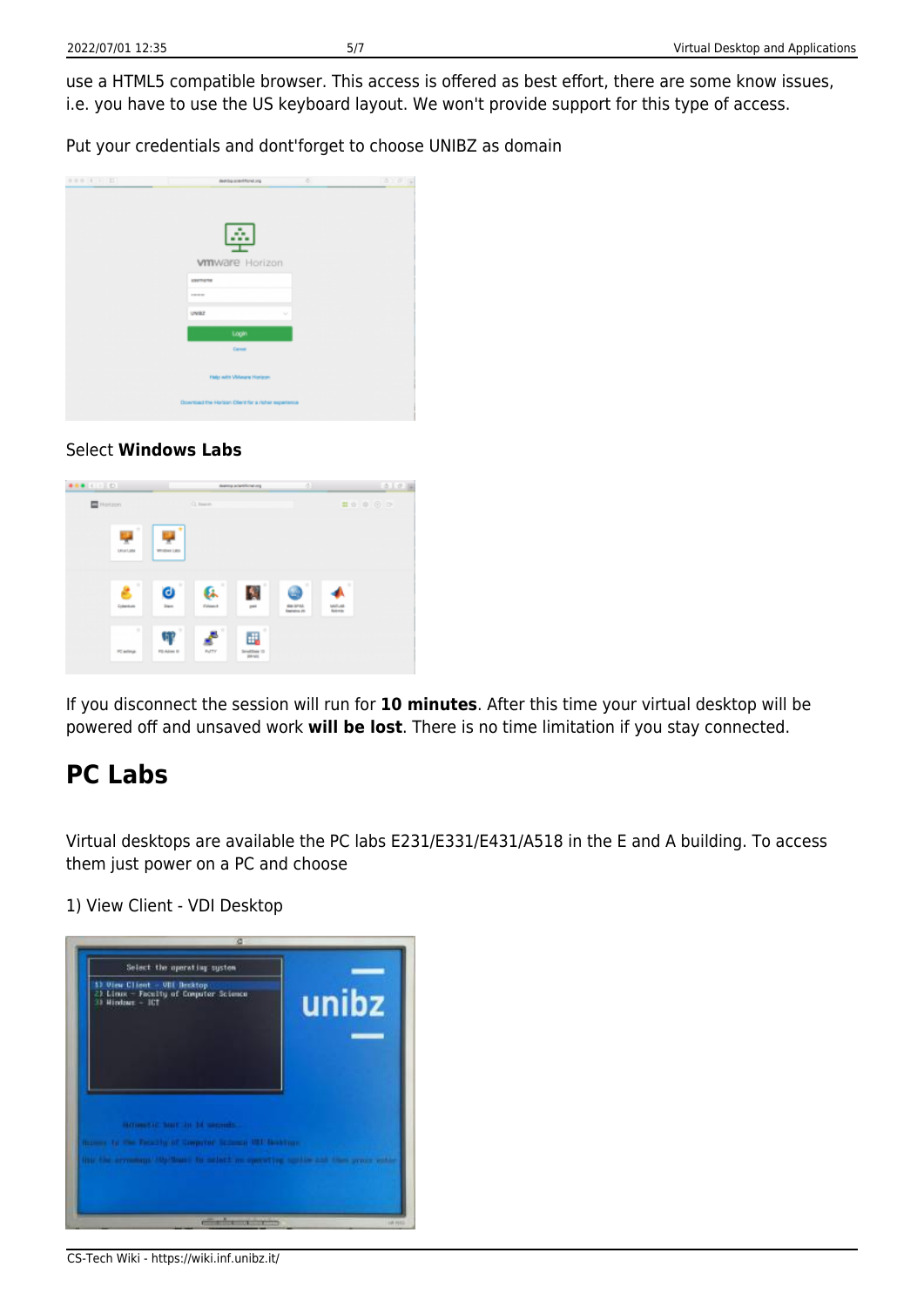use a HTML5 compatible browser. This access is offered as best effort, there are some know issues, i.e. you have to use the US keyboard layout. We won't provide support for this type of access.

Put your credentials and dont'forget to choose UNIBZ as domain

Select **Windows Labs**

If you disconnect the session will run for **10 minutes**. After this time your virtual desktop will be powered off and unsaved work **will be lost**. There is no time limitation if you stay connected.

## PC Labs

Virtual desktops are available the PC labs E231/E331/E431/A518 in the E and A building. To access them just power on a PC and choose

1) View Client - VDI Desktop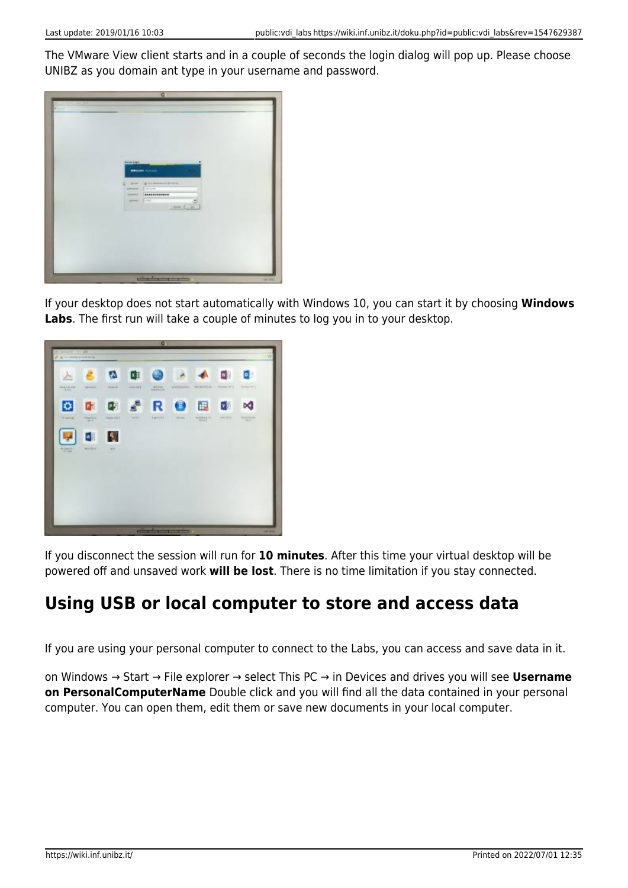The VMware View client starts and in a couple of seconds the login dialog will pop up. Please choose UNIBZ as you domain ant type in your username and password.

If your desktop does not start automatically with Windows 10, you can start it by choosing **Windows Labs**. The first run will take a couple of minutes to log you in to your desktop.

If you disconnect the session will run for **10 minutes**. After this time your virtual desktop will be powered off and unsaved work **will be lost**. There is no time limitation if you stay connected.

## Using USB or local computer to store and access data

If you are using your personal computer to connect to the Labs, you can access and save data in it.

on Windows → Start → File explorer → select This PC → in Devices and drives you will see **Username on PersonalComputerName** Double click and you will find all the data contained in your personal computer. You can open them, edit them or save new documents in your local computer.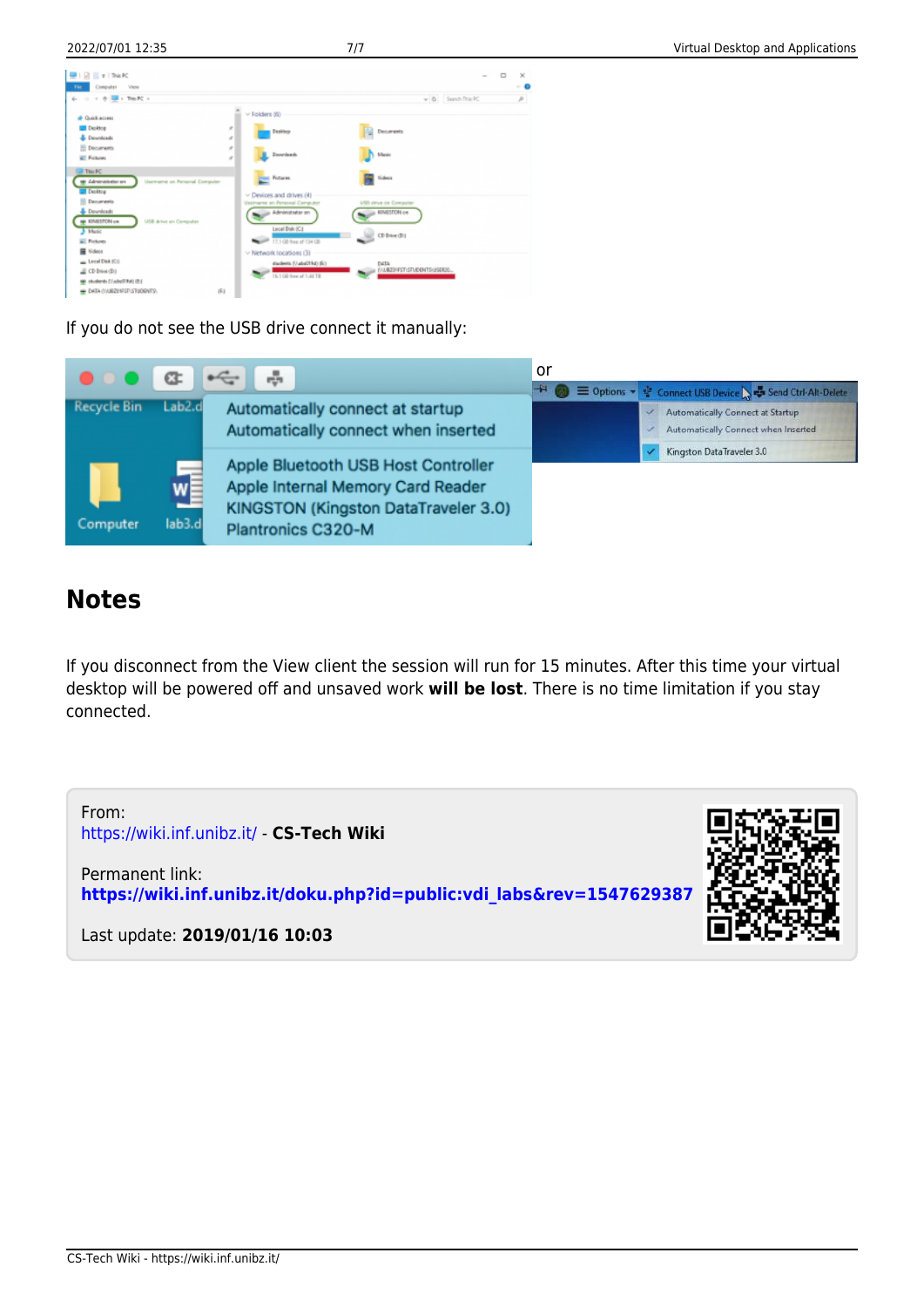If you do not see the USB drive connect it manually:

or

## Notes

If you disconnect from the View client the session will run for 15 minutes. After this time your virtual desktop will be powered off and unsaved work **will be lost**. There is no time limitation if you stay connected.

From:
https://wiki.inf.unibz.it/ - **CS-Tech Wiki**

Permanent link:
**https://wiki.inf.unibz.it/doku.php?id=public:vdi_labs&rev=1547629387**

Last update: **2019/01/16 10:03**